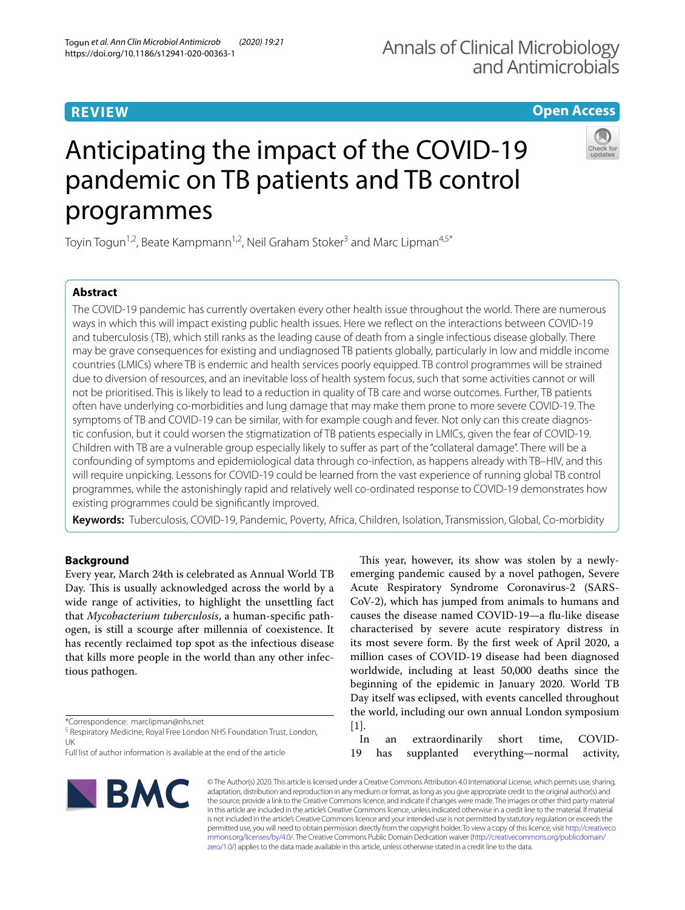REVIEW

Open Access

# Anticipating the impact of the COVID-19 pandemic on TB patients and TB control programmes

Toyin Togun[1,2], Beate Kampmann[1,2], Neil Graham Stoker[3] and Marc Lipman[4,5*]

## Abstract

The COVID-19 pandemic has currently overtaken every other health issue throughout the world. There are numerous ways in which this will impact existing public health issues. Here we reflect on the interactions between COVID-19 and tuberculosis (TB), which still ranks as the leading cause of death from a single infectious disease globally. There may be grave consequences for existing and undiagnosed TB patients globally, particularly in low and middle income countries (LMICs) where TB is endemic and health services poorly equipped. TB control programmes will be strained due to diversion of resources, and an inevitable loss of health system focus, such that some activities cannot or will not be prioritised. This is likely to lead to a reduction in quality of TB care and worse outcomes. Further, TB patients often have underlying co-morbidities and lung damage that may make them prone to more severe COVID-19. The symptoms of TB and COVID-19 can be similar, with for example cough and fever. Not only can this create diagnostic confusion, but it could worsen the stigmatization of TB patients especially in LMICs, given the fear of COVID-19. Children with TB are a vulnerable group especially likely to suffer as part of the "collateral damage". There will be a confounding of symptoms and epidemiological data through co-infection, as happens already with TB–HIV, and this will require unpicking. Lessons for COVID-19 could be learned from the vast experience of running global TB control programmes, while the astonishingly rapid and relatively well co-ordinated response to COVID-19 demonstrates how existing programmes could be significantly improved.

**Keywords:** Tuberculosis, COVID-19, Pandemic, Poverty, Africa, Children, Isolation, Transmission, Global, Co-morbidity

## Background

Every year, March 24th is celebrated as Annual World TB Day. This is usually acknowledged across the world by a wide range of activities, to highlight the unsettling fact that *Mycobacterium tuberculosis*, a human-specific pathogen, is still a scourge after millennia of coexistence. It has recently reclaimed top spot as the infectious disease that kills more people in the world than any other infectious pathogen.

This year, however, its show was stolen by a newly-emerging pandemic caused by a novel pathogen, Severe Acute Respiratory Syndrome Coronavirus-2 (SARS-CoV-2), which has jumped from animals to humans and causes the disease named COVID-19—a flu-like disease characterised by severe acute respiratory distress in its most severe form. By the first week of April 2020, a million cases of COVID-19 disease had been diagnosed worldwide, including at least 50,000 deaths since the beginning of the epidemic in January 2020. World TB Day itself was eclipsed, with events cancelled throughout the world, including our own annual London symposium [1].

In an extraordinarily short time, COVID-19 has supplanted everything—normal activity,

*Correspondence: marclipman@nhs.net
[5] Respiratory Medicine, Royal Free London NHS Foundation Trust, London, UK
Full list of author information is available at the end of the article

© The Author(s) 2020. This article is licensed under a Creative Commons Attribution 4.0 International License, which permits use, sharing, adaptation, distribution and reproduction in any medium or format, as long as you give appropriate credit to the original author(s) and the source, provide a link to the Creative Commons licence, and indicate if changes were made. The images or other third party material in this article are included in the article's Creative Commons licence, unless indicated otherwise in a credit line to the material. If material is not included in the article's Creative Commons licence and your intended use is not permitted by statutory regulation or exceeds the permitted use, you will need to obtain permission directly from the copyright holder. To view a copy of this licence, visit http://creativecommons.org/licenses/by/4.0/. The Creative Commons Public Domain Dedication waiver (http://creativecommons.org/publicdomain/zero/1.0/) applies to the data made available in this article, unless otherwise stated in a credit line to the data.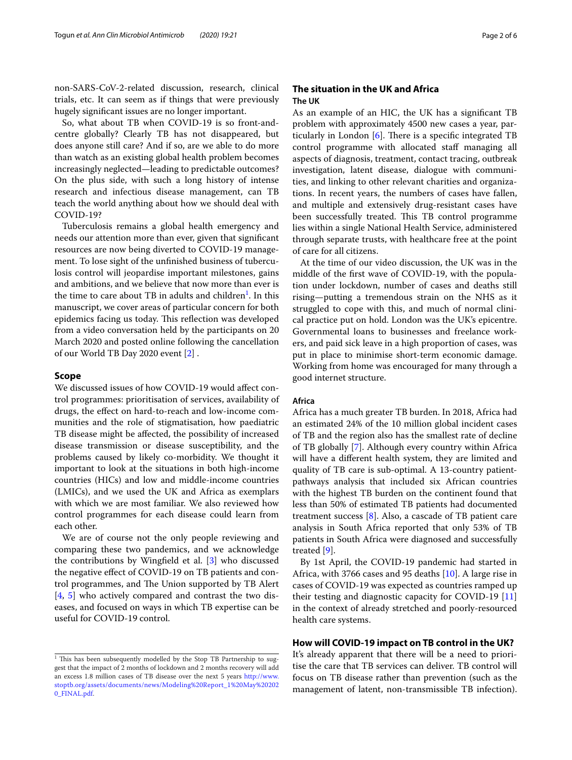non-SARS-CoV-2-related discussion, research, clinical trials, etc. It can seem as if things that were previously hugely significant issues are no longer important.

So, what about TB when COVID-19 is so front-and-centre globally? Clearly TB has not disappeared, but does anyone still care? And if so, are we able to do more than watch as an existing global health problem becomes increasingly neglected—leading to predictable outcomes? On the plus side, with such a long history of intense research and infectious disease management, can TB teach the world anything about how we should deal with COVID-19?

Tuberculosis remains a global health emergency and needs our attention more than ever, given that significant resources are now being diverted to COVID-19 management. To lose sight of the unfinished business of tuberculosis control will jeopardise important milestones, gains and ambitions, and we believe that now more than ever is the time to care about TB in adults and children[1]. In this manuscript, we cover areas of particular concern for both epidemics facing us today. This reflection was developed from a video conversation held by the participants on 20 March 2020 and posted online following the cancellation of our World TB Day 2020 event [2].

## Scope

We discussed issues of how COVID-19 would affect control programmes: prioritisation of services, availability of drugs, the effect on hard-to-reach and low-income communities and the role of stigmatisation, how paediatric TB disease might be affected, the possibility of increased disease transmission or disease susceptibility, and the problems caused by likely co-morbidity. We thought it important to look at the situations in both high-income countries (HICs) and low and middle-income countries (LMICs), and we used the UK and Africa as exemplars with which we are most familiar. We also reviewed how control programmes for each disease could learn from each other.

We are of course not the only people reviewing and comparing these two pandemics, and we acknowledge the contributions by Wingfield et al. [3] who discussed the negative effect of COVID-19 on TB patients and control programmes, and The Union supported by TB Alert [4, 5] who actively compared and contrast the two diseases, and focused on ways in which TB expertise can be useful for COVID-19 control.

[1] This has been subsequently modelled by the Stop TB Partnership to suggest that the impact of 2 months of lockdown and 2 months recovery will add an excess 1.8 million cases of TB disease over the next 5 years http://www.stoptb.org/assets/documents/news/Modeling%20Report_1%20May%202020_FINAL.pdf.

## The situation in the UK and Africa

### The UK

As an example of an HIC, the UK has a significant TB problem with approximately 4500 new cases a year, particularly in London [6]. There is a specific integrated TB control programme with allocated staff managing all aspects of diagnosis, treatment, contact tracing, outbreak investigation, latent disease, dialogue with communities, and linking to other relevant charities and organizations. In recent years, the numbers of cases have fallen, and multiple and extensively drug-resistant cases have been successfully treated. This TB control programme lies within a single National Health Service, administered through separate trusts, with healthcare free at the point of care for all citizens.

At the time of our video discussion, the UK was in the middle of the first wave of COVID-19, with the population under lockdown, number of cases and deaths still rising—putting a tremendous strain on the NHS as it struggled to cope with this, and much of normal clinical practice put on hold. London was the UK's epicentre. Governmental loans to businesses and freelance workers, and paid sick leave in a high proportion of cases, was put in place to minimise short-term economic damage. Working from home was encouraged for many through a good internet structure.

### Africa

Africa has a much greater TB burden. In 2018, Africa had an estimated 24% of the 10 million global incident cases of TB and the region also has the smallest rate of decline of TB globally [7]. Although every country within Africa will have a different health system, they are limited and quality of TB care is sub-optimal. A 13-country patient-pathways analysis that included six African countries with the highest TB burden on the continent found that less than 50% of estimated TB patients had documented treatment success [8]. Also, a cascade of TB patient care analysis in South Africa reported that only 53% of TB patients in South Africa were diagnosed and successfully treated [9].

By 1st April, the COVID-19 pandemic had started in Africa, with 3766 cases and 95 deaths [10]. A large rise in cases of COVID-19 was expected as countries ramped up their testing and diagnostic capacity for COVID-19 [11] in the context of already stretched and poorly-resourced health care systems.

## How will COVID-19 impact on TB control in the UK?

It's already apparent that there will be a need to prioritise the care that TB services can deliver. TB control will focus on TB disease rather than prevention (such as the management of latent, non-transmissible TB infection).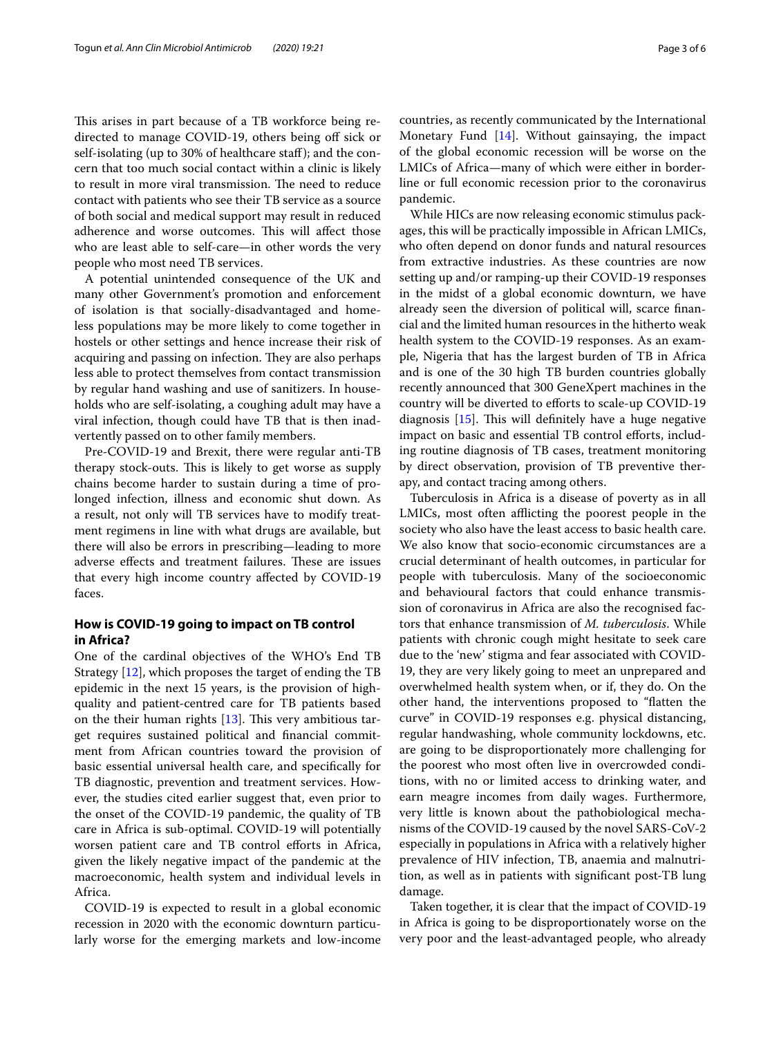This arises in part because of a TB workforce being redirected to manage COVID-19, others being off sick or self-isolating (up to 30% of healthcare staff); and the concern that too much social contact within a clinic is likely to result in more viral transmission. The need to reduce contact with patients who see their TB service as a source of both social and medical support may result in reduced adherence and worse outcomes. This will affect those who are least able to self-care—in other words the very people who most need TB services.

A potential unintended consequence of the UK and many other Government's promotion and enforcement of isolation is that socially-disadvantaged and homeless populations may be more likely to come together in hostels or other settings and hence increase their risk of acquiring and passing on infection. They are also perhaps less able to protect themselves from contact transmission by regular hand washing and use of sanitizers. In households who are self-isolating, a coughing adult may have a viral infection, though could have TB that is then inadvertently passed on to other family members.

Pre-COVID-19 and Brexit, there were regular anti-TB therapy stock-outs. This is likely to get worse as supply chains become harder to sustain during a time of prolonged infection, illness and economic shut down. As a result, not only will TB services have to modify treatment regimens in line with what drugs are available, but there will also be errors in prescribing—leading to more adverse effects and treatment failures. These are issues that every high income country affected by COVID-19 faces.

## How is COVID-19 going to impact on TB control in Africa?

One of the cardinal objectives of the WHO's End TB Strategy [12], which proposes the target of ending the TB epidemic in the next 15 years, is the provision of high-quality and patient-centred care for TB patients based on the their human rights [13]. This very ambitious target requires sustained political and financial commitment from African countries toward the provision of basic essential universal health care, and specifically for TB diagnostic, prevention and treatment services. However, the studies cited earlier suggest that, even prior to the onset of the COVID-19 pandemic, the quality of TB care in Africa is sub-optimal. COVID-19 will potentially worsen patient care and TB control efforts in Africa, given the likely negative impact of the pandemic at the macroeconomic, health system and individual levels in Africa.

COVID-19 is expected to result in a global economic recession in 2020 with the economic downturn particularly worse for the emerging markets and low-income countries, as recently communicated by the International Monetary Fund [14]. Without gainsaying, the impact of the global economic recession will be worse on the LMICs of Africa—many of which were either in borderline or full economic recession prior to the coronavirus pandemic.

While HICs are now releasing economic stimulus packages, this will be practically impossible in African LMICs, who often depend on donor funds and natural resources from extractive industries. As these countries are now setting up and/or ramping-up their COVID-19 responses in the midst of a global economic downturn, we have already seen the diversion of political will, scarce financial and the limited human resources in the hitherto weak health system to the COVID-19 responses. As an example, Nigeria that has the largest burden of TB in Africa and is one of the 30 high TB burden countries globally recently announced that 300 GeneXpert machines in the country will be diverted to efforts to scale-up COVID-19 diagnosis [15]. This will definitely have a huge negative impact on basic and essential TB control efforts, including routine diagnosis of TB cases, treatment monitoring by direct observation, provision of TB preventive therapy, and contact tracing among others.

Tuberculosis in Africa is a disease of poverty as in all LMICs, most often afflicting the poorest people in the society who also have the least access to basic health care. We also know that socio-economic circumstances are a crucial determinant of health outcomes, in particular for people with tuberculosis. Many of the socioeconomic and behavioural factors that could enhance transmission of coronavirus in Africa are also the recognised factors that enhance transmission of *M. tuberculosis*. While patients with chronic cough might hesitate to seek care due to the 'new' stigma and fear associated with COVID-19, they are very likely going to meet an unprepared and overwhelmed health system when, or if, they do. On the other hand, the interventions proposed to "flatten the curve" in COVID-19 responses e.g. physical distancing, regular handwashing, whole community lockdowns, etc. are going to be disproportionately more challenging for the poorest who most often live in overcrowded conditions, with no or limited access to drinking water, and earn meagre incomes from daily wages. Furthermore, very little is known about the pathobiological mechanisms of the COVID-19 caused by the novel SARS-CoV-2 especially in populations in Africa with a relatively higher prevalence of HIV infection, TB, anaemia and malnutrition, as well as in patients with significant post-TB lung damage.

Taken together, it is clear that the impact of COVID-19 in Africa is going to be disproportionately worse on the very poor and the least-advantaged people, who already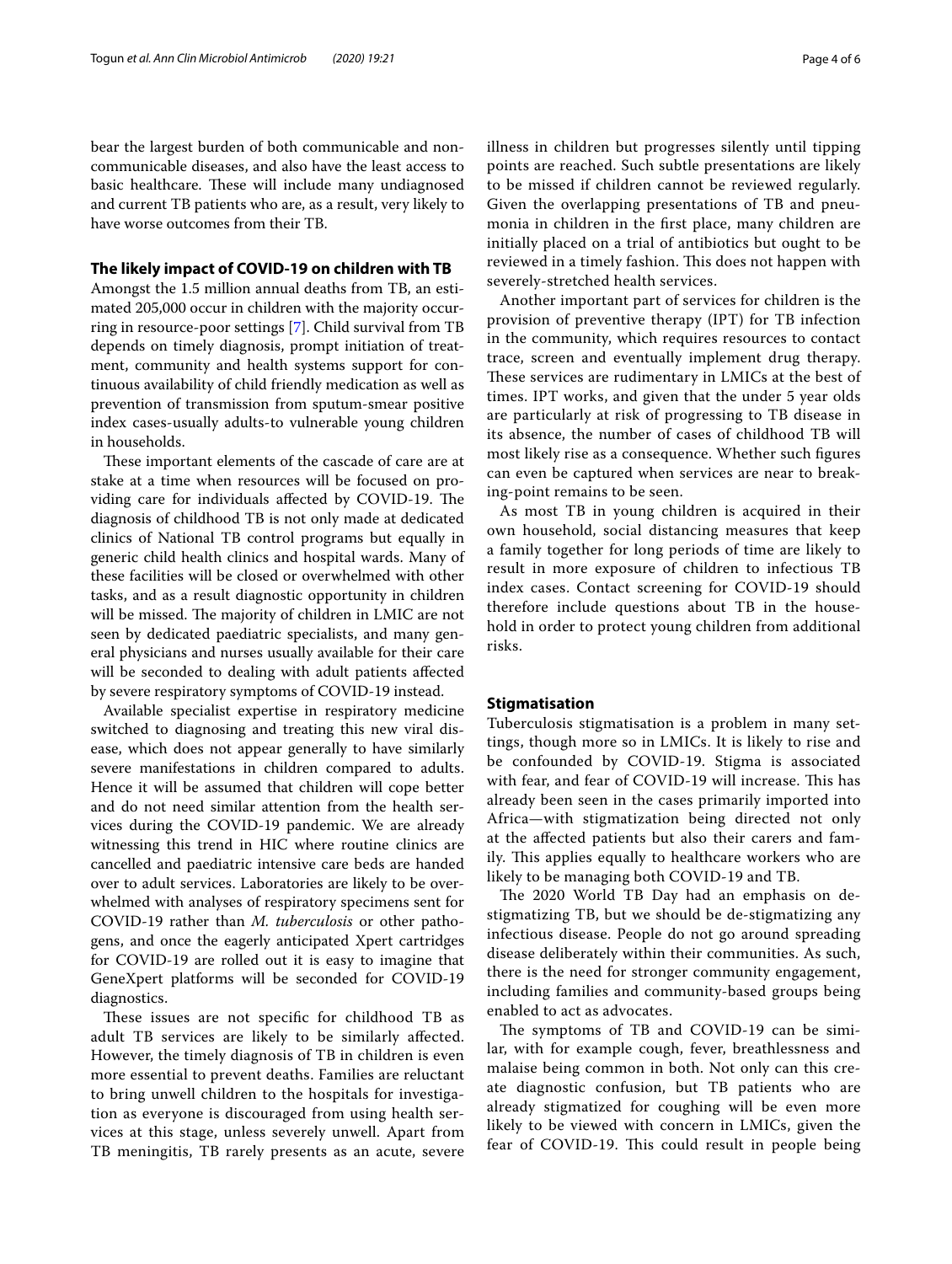bear the largest burden of both communicable and non-communicable diseases, and also have the least access to basic healthcare. These will include many undiagnosed and current TB patients who are, as a result, very likely to have worse outcomes from their TB.

## The likely impact of COVID-19 on children with TB

Amongst the 1.5 million annual deaths from TB, an estimated 205,000 occur in children with the majority occurring in resource-poor settings [7]. Child survival from TB depends on timely diagnosis, prompt initiation of treatment, community and health systems support for continuous availability of child friendly medication as well as prevention of transmission from sputum-smear positive index cases-usually adults-to vulnerable young children in households.

These important elements of the cascade of care are at stake at a time when resources will be focused on providing care for individuals affected by COVID-19. The diagnosis of childhood TB is not only made at dedicated clinics of National TB control programs but equally in generic child health clinics and hospital wards. Many of these facilities will be closed or overwhelmed with other tasks, and as a result diagnostic opportunity in children will be missed. The majority of children in LMIC are not seen by dedicated paediatric specialists, and many general physicians and nurses usually available for their care will be seconded to dealing with adult patients affected by severe respiratory symptoms of COVID-19 instead.

Available specialist expertise in respiratory medicine switched to diagnosing and treating this new viral disease, which does not appear generally to have similarly severe manifestations in children compared to adults. Hence it will be assumed that children will cope better and do not need similar attention from the health services during the COVID-19 pandemic. We are already witnessing this trend in HIC where routine clinics are cancelled and paediatric intensive care beds are handed over to adult services. Laboratories are likely to be overwhelmed with analyses of respiratory specimens sent for COVID-19 rather than *M. tuberculosis* or other pathogens, and once the eagerly anticipated Xpert cartridges for COVID-19 are rolled out it is easy to imagine that GeneXpert platforms will be seconded for COVID-19 diagnostics.

These issues are not specific for childhood TB as adult TB services are likely to be similarly affected. However, the timely diagnosis of TB in children is even more essential to prevent deaths. Families are reluctant to bring unwell children to the hospitals for investigation as everyone is discouraged from using health services at this stage, unless severely unwell. Apart from TB meningitis, TB rarely presents as an acute, severe illness in children but progresses silently until tipping points are reached. Such subtle presentations are likely to be missed if children cannot be reviewed regularly. Given the overlapping presentations of TB and pneumonia in children in the first place, many children are initially placed on a trial of antibiotics but ought to be reviewed in a timely fashion. This does not happen with severely-stretched health services.

Another important part of services for children is the provision of preventive therapy (IPT) for TB infection in the community, which requires resources to contact trace, screen and eventually implement drug therapy. These services are rudimentary in LMICs at the best of times. IPT works, and given that the under 5 year olds are particularly at risk of progressing to TB disease in its absence, the number of cases of childhood TB will most likely rise as a consequence. Whether such figures can even be captured when services are near to breaking-point remains to be seen.

As most TB in young children is acquired in their own household, social distancing measures that keep a family together for long periods of time are likely to result in more exposure of children to infectious TB index cases. Contact screening for COVID-19 should therefore include questions about TB in the household in order to protect young children from additional risks.

## Stigmatisation

Tuberculosis stigmatisation is a problem in many settings, though more so in LMICs. It is likely to rise and be confounded by COVID-19. Stigma is associated with fear, and fear of COVID-19 will increase. This has already been seen in the cases primarily imported into Africa—with stigmatization being directed not only at the affected patients but also their carers and family. This applies equally to healthcare workers who are likely to be managing both COVID-19 and TB.

The 2020 World TB Day had an emphasis on de-stigmatizing TB, but we should be de-stigmatizing any infectious disease. People do not go around spreading disease deliberately within their communities. As such, there is the need for stronger community engagement, including families and community-based groups being enabled to act as advocates.

The symptoms of TB and COVID-19 can be similar, with for example cough, fever, breathlessness and malaise being common in both. Not only can this create diagnostic confusion, but TB patients who are already stigmatized for coughing will be even more likely to be viewed with concern in LMICs, given the fear of COVID-19. This could result in people being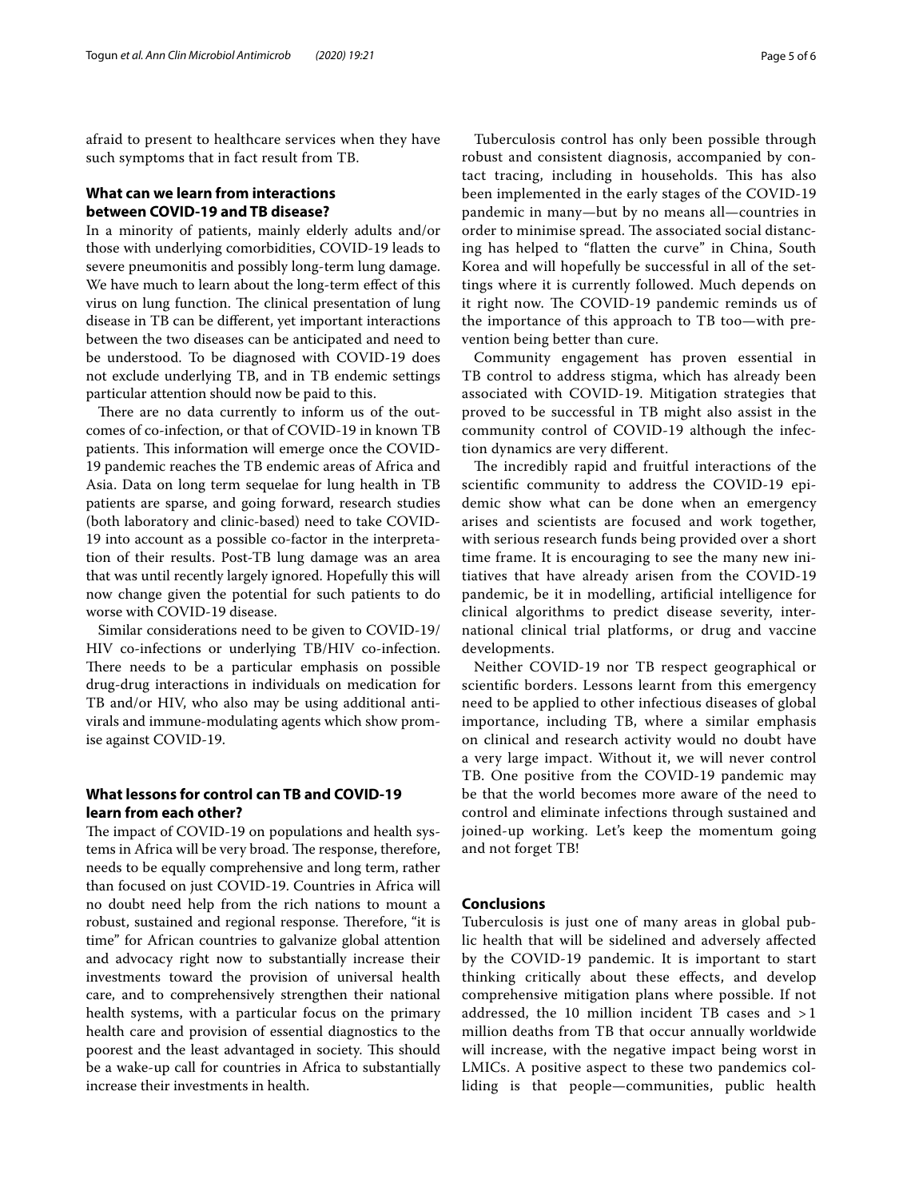afraid to present to healthcare services when they have such symptoms that in fact result from TB.

## What can we learn from interactions between COVID-19 and TB disease?

In a minority of patients, mainly elderly adults and/or those with underlying comorbidities, COVID-19 leads to severe pneumonitis and possibly long-term lung damage. We have much to learn about the long-term effect of this virus on lung function. The clinical presentation of lung disease in TB can be different, yet important interactions between the two diseases can be anticipated and need to be understood. To be diagnosed with COVID-19 does not exclude underlying TB, and in TB endemic settings particular attention should now be paid to this.

There are no data currently to inform us of the outcomes of co-infection, or that of COVID-19 in known TB patients. This information will emerge once the COVID-19 pandemic reaches the TB endemic areas of Africa and Asia. Data on long term sequelae for lung health in TB patients are sparse, and going forward, research studies (both laboratory and clinic-based) need to take COVID-19 into account as a possible co-factor in the interpretation of their results. Post-TB lung damage was an area that was until recently largely ignored. Hopefully this will now change given the potential for such patients to do worse with COVID-19 disease.

Similar considerations need to be given to COVID-19/HIV co-infections or underlying TB/HIV co-infection. There needs to be a particular emphasis on possible drug-drug interactions in individuals on medication for TB and/or HIV, who also may be using additional antivirals and immune-modulating agents which show promise against COVID-19.

## What lessons for control can TB and COVID-19 learn from each other?

The impact of COVID-19 on populations and health systems in Africa will be very broad. The response, therefore, needs to be equally comprehensive and long term, rather than focused on just COVID-19. Countries in Africa will no doubt need help from the rich nations to mount a robust, sustained and regional response. Therefore, "it is time" for African countries to galvanize global attention and advocacy right now to substantially increase their investments toward the provision of universal health care, and to comprehensively strengthen their national health systems, with a particular focus on the primary health care and provision of essential diagnostics to the poorest and the least advantaged in society. This should be a wake-up call for countries in Africa to substantially increase their investments in health.

Tuberculosis control has only been possible through robust and consistent diagnosis, accompanied by contact tracing, including in households. This has also been implemented in the early stages of the COVID-19 pandemic in many—but by no means all—countries in order to minimise spread. The associated social distancing has helped to "flatten the curve" in China, South Korea and will hopefully be successful in all of the settings where it is currently followed. Much depends on it right now. The COVID-19 pandemic reminds us of the importance of this approach to TB too—with prevention being better than cure.

Community engagement has proven essential in TB control to address stigma, which has already been associated with COVID-19. Mitigation strategies that proved to be successful in TB might also assist in the community control of COVID-19 although the infection dynamics are very different.

The incredibly rapid and fruitful interactions of the scientific community to address the COVID-19 epidemic show what can be done when an emergency arises and scientists are focused and work together, with serious research funds being provided over a short time frame. It is encouraging to see the many new initiatives that have already arisen from the COVID-19 pandemic, be it in modelling, artificial intelligence for clinical algorithms to predict disease severity, international clinical trial platforms, or drug and vaccine developments.

Neither COVID-19 nor TB respect geographical or scientific borders. Lessons learnt from this emergency need to be applied to other infectious diseases of global importance, including TB, where a similar emphasis on clinical and research activity would no doubt have a very large impact. Without it, we will never control TB. One positive from the COVID-19 pandemic may be that the world becomes more aware of the need to control and eliminate infections through sustained and joined-up working. Let's keep the momentum going and not forget TB!

## Conclusions

Tuberculosis is just one of many areas in global public health that will be sidelined and adversely affected by the COVID-19 pandemic. It is important to start thinking critically about these effects, and develop comprehensive mitigation plans where possible. If not addressed, the 10 million incident TB cases and >1 million deaths from TB that occur annually worldwide will increase, with the negative impact being worst in LMICs. A positive aspect to these two pandemics colliding is that people—communities, public health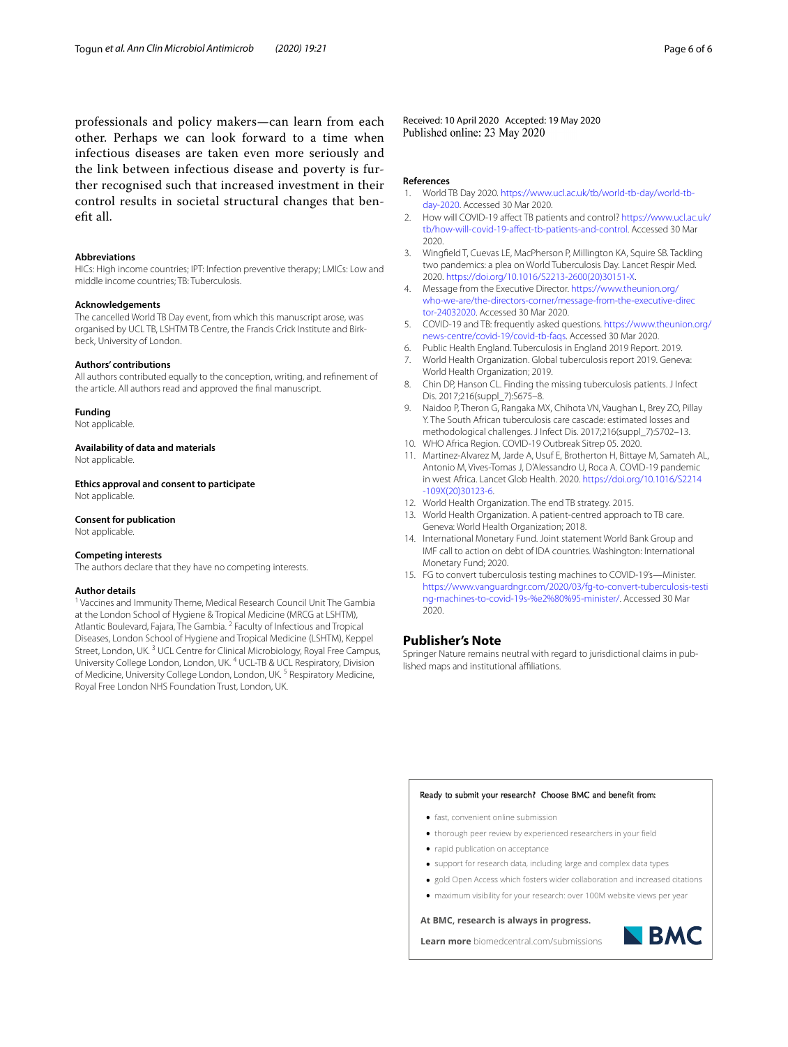professionals and policy makers—can learn from each other. Perhaps we can look forward to a time when infectious diseases are taken even more seriously and the link between infectious disease and poverty is further recognised such that increased investment in their control results in societal structural changes that benefit all.

### Abbreviations

HICs: High income countries; IPT: Infection preventive therapy; LMICs: Low and middle income countries; TB: Tuberculosis.

### Acknowledgements

The cancelled World TB Day event, from which this manuscript arose, was organised by UCL TB, LSHTM TB Centre, the Francis Crick Institute and Birkbeck, University of London.

### Authors' contributions

All authors contributed equally to the conception, writing, and refinement of the article. All authors read and approved the final manuscript.

### Funding

Not applicable.

### Availability of data and materials

Not applicable.

### Ethics approval and consent to participate

Not applicable.

### Consent for publication

Not applicable.

### Competing interests

The authors declare that they have no competing interests.

### Author details

[1] Vaccines and Immunity Theme, Medical Research Council Unit The Gambia at the London School of Hygiene & Tropical Medicine (MRCG at LSHTM), Atlantic Boulevard, Fajara, The Gambia. [2] Faculty of Infectious and Tropical Diseases, London School of Hygiene and Tropical Medicine (LSHTM), Keppel Street, London, UK. [3] UCL Centre for Clinical Microbiology, Royal Free Campus, University College London, London, UK. [4] UCL-TB & UCL Respiratory, Division of Medicine, University College London, London, UK. [5] Respiratory Medicine, Royal Free London NHS Foundation Trust, London, UK.

Received: 10 April 2020 Accepted: 19 May 2020
Published online: 23 May 2020

### References

1. World TB Day 2020. https://www.ucl.ac.uk/tb/world-tb-day/world-tb-day-2020. Accessed 30 Mar 2020.
2. How will COVID-19 affect TB patients and control? https://www.ucl.ac.uk/tb/how-will-covid-19-affect-tb-patients-and-control. Accessed 30 Mar 2020.
3. Wingfield T, Cuevas LE, MacPherson P, Millington KA, Squire SB. Tackling two pandemics: a plea on World Tuberculosis Day. Lancet Respir Med. 2020. https://doi.org/10.1016/S2213-2600(20)30151-X.
4. Message from the Executive Director. https://www.theunion.org/who-we-are/the-directors-corner/message-from-the-executive-director-24032020. Accessed 30 Mar 2020.
5. COVID-19 and TB: frequently asked questions. https://www.theunion.org/news-centre/covid-19/covid-tb-faqs. Accessed 30 Mar 2020.
6. Public Health England. Tuberculosis in England 2019 Report. 2019.
7. World Health Organization. Global tuberculosis report 2019. Geneva: World Health Organization; 2019.
8. Chin DP, Hanson CL. Finding the missing tuberculosis patients. J Infect Dis. 2017;216(suppl_7):S675–8.
9. Naidoo P, Theron G, Rangaka MX, Chihota VN, Vaughan L, Brey ZO, Pillay Y. The South African tuberculosis care cascade: estimated losses and methodological challenges. J Infect Dis. 2017;216(suppl_7):S702–13.
10. WHO Africa Region. COVID-19 Outbreak Sitrep 05. 2020.
11. Martinez-Alvarez M, Jarde A, Usuf E, Brotherton H, Bittaye M, Samateh AL, Antonio M, Vives-Tomas J, D'Alessandro U, Roca A. COVID-19 pandemic in west Africa. Lancet Glob Health. 2020. https://doi.org/10.1016/S2214-109X(20)30123-6.
12. World Health Organization. The end TB strategy. 2015.
13. World Health Organization. A patient-centred approach to TB care. Geneva: World Health Organization; 2018.
14. International Monetary Fund. Joint statement World Bank Group and IMF call to action on debt of IDA countries. Washington: International Monetary Fund; 2020.
15. FG to convert tuberculosis testing machines to COVID-19's—Minister. https://www.vanguardngr.com/2020/03/fg-to-convert-tuberculosis-testing-machines-to-covid-19s-%e2%80%95-minister/. Accessed 30 Mar 2020.

## Publisher's Note

Springer Nature remains neutral with regard to jurisdictional claims in published maps and institutional affiliations.

Ready to submit your research? Choose BMC and benefit from:

- fast, convenient online submission
- thorough peer review by experienced researchers in your field
- rapid publication on acceptance
- support for research data, including large and complex data types
- gold Open Access which fosters wider collaboration and increased citations
- maximum visibility for your research: over 100M website views per year

**At BMC, research is always in progress.**

**Learn more** biomedcentral.com/submissions

BMC